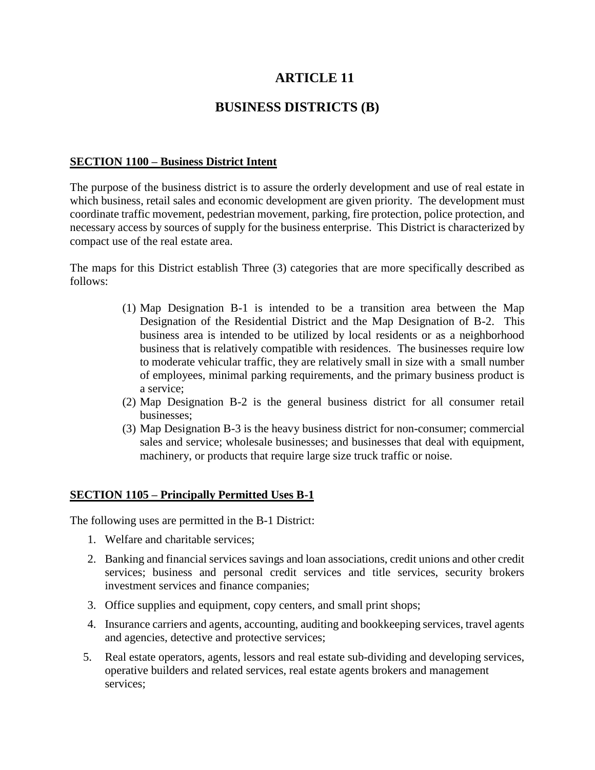# ARTICLE 11

# BUSINESS DISTRICTS (B)

## SECTION 1100 – Business District Intent

The purpose of the business district is to assure the orderly development and use of real estate in which business, retail sales and economic development are given priority. The development must coordinate traffic movement, pedestrian movement, parking, fire protection, police protection, and necessary access by sources of supply for the business enterprise. This District is characterized by compact use of the real estate area.

The maps for this District establish Three (3) categories that are more specifically described as follows:

(1) Map Designation B-1 is intended to be a transition area between the Map Designation of the Residential District and the Map Designation of B-2. This business area is intended to be utilized by local residents or as a neighborhood business that is relatively compatible with residences. The businesses require low to moderate vehicular traffic, they are relatively small in size with a small number of employees, minimal parking requirements, and the primary business product is a service;

(2) Map Designation B-2 is the general business district for all consumer retail businesses;

(3) Map Designation B-3 is the heavy business district for non-consumer; commercial sales and service; wholesale businesses; and businesses that deal with equipment, machinery, or products that require large size truck traffic or noise.

## SECTION 1105 – Principally Permitted Uses B-1

The following uses are permitted in the B-1 District:

1. Welfare and charitable services;
2. Banking and financial services savings and loan associations, credit unions and other credit services; business and personal credit services and title services, security brokers investment services and finance companies;
3. Office supplies and equipment, copy centers, and small print shops;
4. Insurance carriers and agents, accounting, auditing and bookkeeping services, travel agents and agencies, detective and protective services;
5. Real estate operators, agents, lessors and real estate sub-dividing and developing services, operative builders and related services, real estate agents brokers and management services;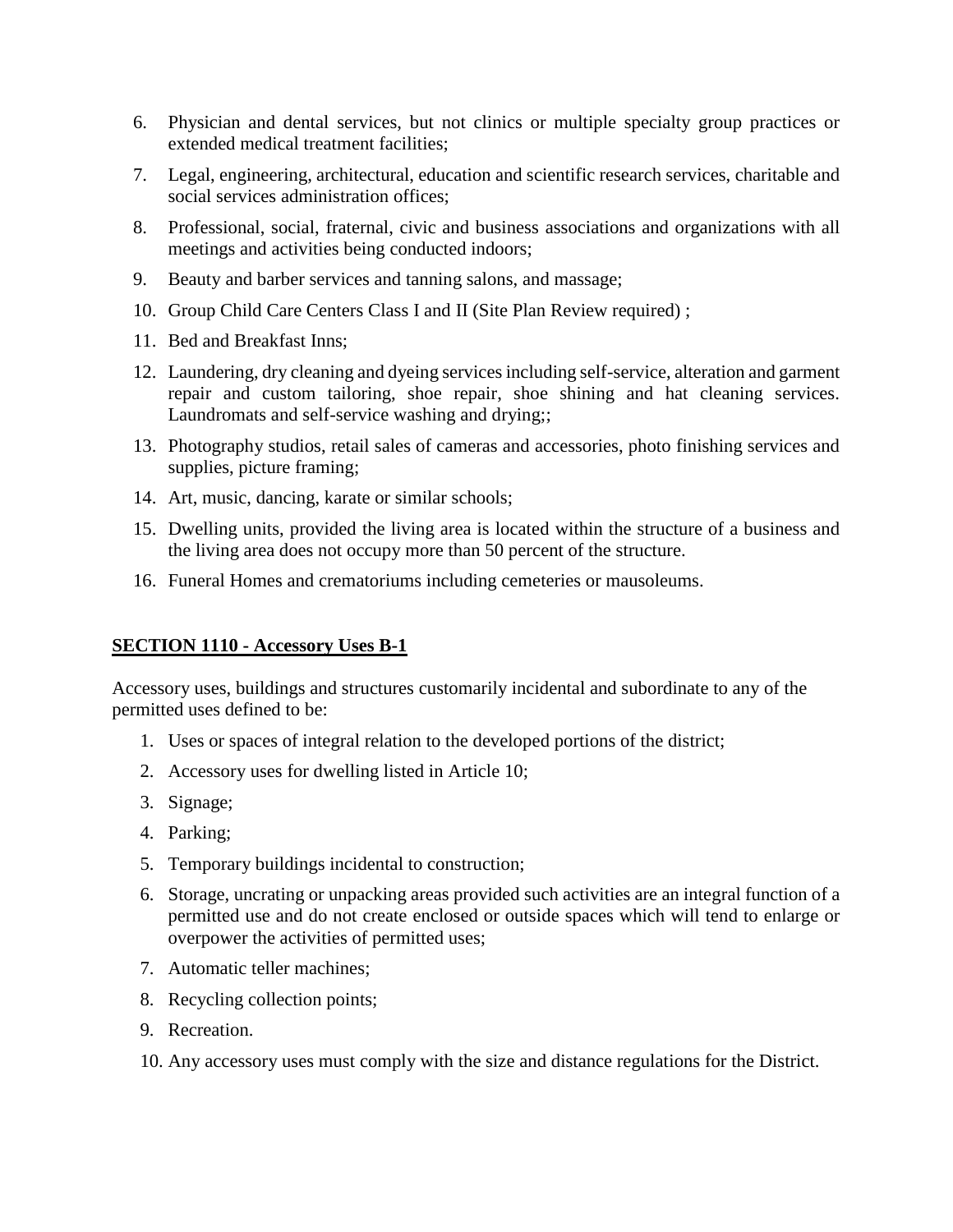6. Physician and dental services, but not clinics or multiple specialty group practices or extended medical treatment facilities;
7. Legal, engineering, architectural, education and scientific research services, charitable and social services administration offices;
8. Professional, social, fraternal, civic and business associations and organizations with all meetings and activities being conducted indoors;
9. Beauty and barber services and tanning salons, and massage;
10. Group Child Care Centers Class I and II (Site Plan Review required) ;
11. Bed and Breakfast Inns;
12. Laundering, dry cleaning and dyeing services including self-service, alteration and garment repair and custom tailoring, shoe repair, shoe shining and hat cleaning services. Laundromats and self-service washing and drying;;
13. Photography studios, retail sales of cameras and accessories, photo finishing services and supplies, picture framing;
14. Art, music, dancing, karate or similar schools;
15. Dwelling units, provided the living area is located within the structure of a business and the living area does not occupy more than 50 percent of the structure.
16. Funeral Homes and crematoriums including cemeteries or mausoleums.

## SECTION 1110 - Accessory Uses B-1

Accessory uses, buildings and structures customarily incidental and subordinate to any of the permitted uses defined to be:

1. Uses or spaces of integral relation to the developed portions of the district;
2. Accessory uses for dwelling listed in Article 10;
3. Signage;
4. Parking;
5. Temporary buildings incidental to construction;
6. Storage, uncrating or unpacking areas provided such activities are an integral function of a permitted use and do not create enclosed or outside spaces which will tend to enlarge or overpower the activities of permitted uses;
7. Automatic teller machines;
8. Recycling collection points;
9. Recreation.
10. Any accessory uses must comply with the size and distance regulations for the District.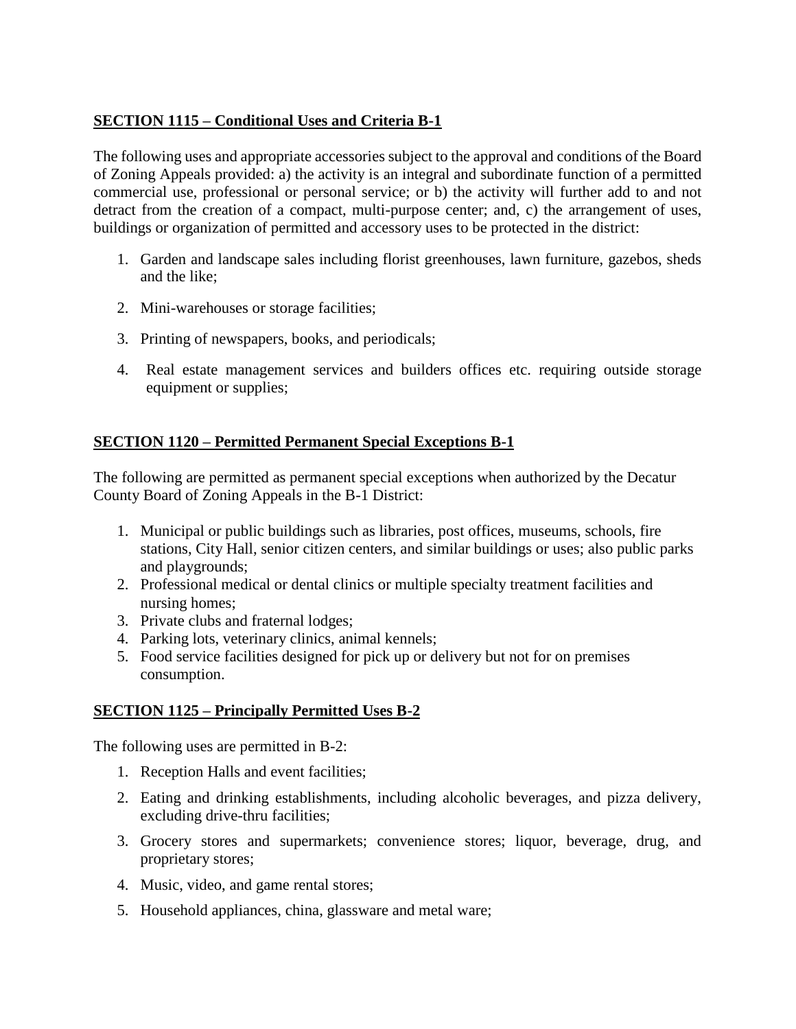**SECTION 1115 – Conditional Uses and Criteria B-1**

The following uses and appropriate accessories subject to the approval and conditions of the Board of Zoning Appeals provided: a) the activity is an integral and subordinate function of a permitted commercial use, professional or personal service; or b) the activity will further add to and not detract from the creation of a compact, multi-purpose center; and, c) the arrangement of uses, buildings or organization of permitted and accessory uses to be protected in the district:

1. Garden and landscape sales including florist greenhouses, lawn furniture, gazebos, sheds and the like;
2. Mini-warehouses or storage facilities;
3. Printing of newspapers, books, and periodicals;
4. Real estate management services and builders offices etc. requiring outside storage equipment or supplies;

**SECTION 1120 – Permitted Permanent Special Exceptions B-1**

The following are permitted as permanent special exceptions when authorized by the Decatur County Board of Zoning Appeals in the B-1 District:

1. Municipal or public buildings such as libraries, post offices, museums, schools, fire stations, City Hall, senior citizen centers, and similar buildings or uses; also public parks and playgrounds;
2. Professional medical or dental clinics or multiple specialty treatment facilities and nursing homes;
3. Private clubs and fraternal lodges;
4. Parking lots, veterinary clinics, animal kennels;
5. Food service facilities designed for pick up or delivery but not for on premises consumption.

**SECTION 1125 – Principally Permitted Uses B-2**

The following uses are permitted in B-2:

1. Reception Halls and event facilities;
2. Eating and drinking establishments, including alcoholic beverages, and pizza delivery, excluding drive-thru facilities;
3. Grocery stores and supermarkets; convenience stores; liquor, beverage, drug, and proprietary stores;
4. Music, video, and game rental stores;
5. Household appliances, china, glassware and metal ware;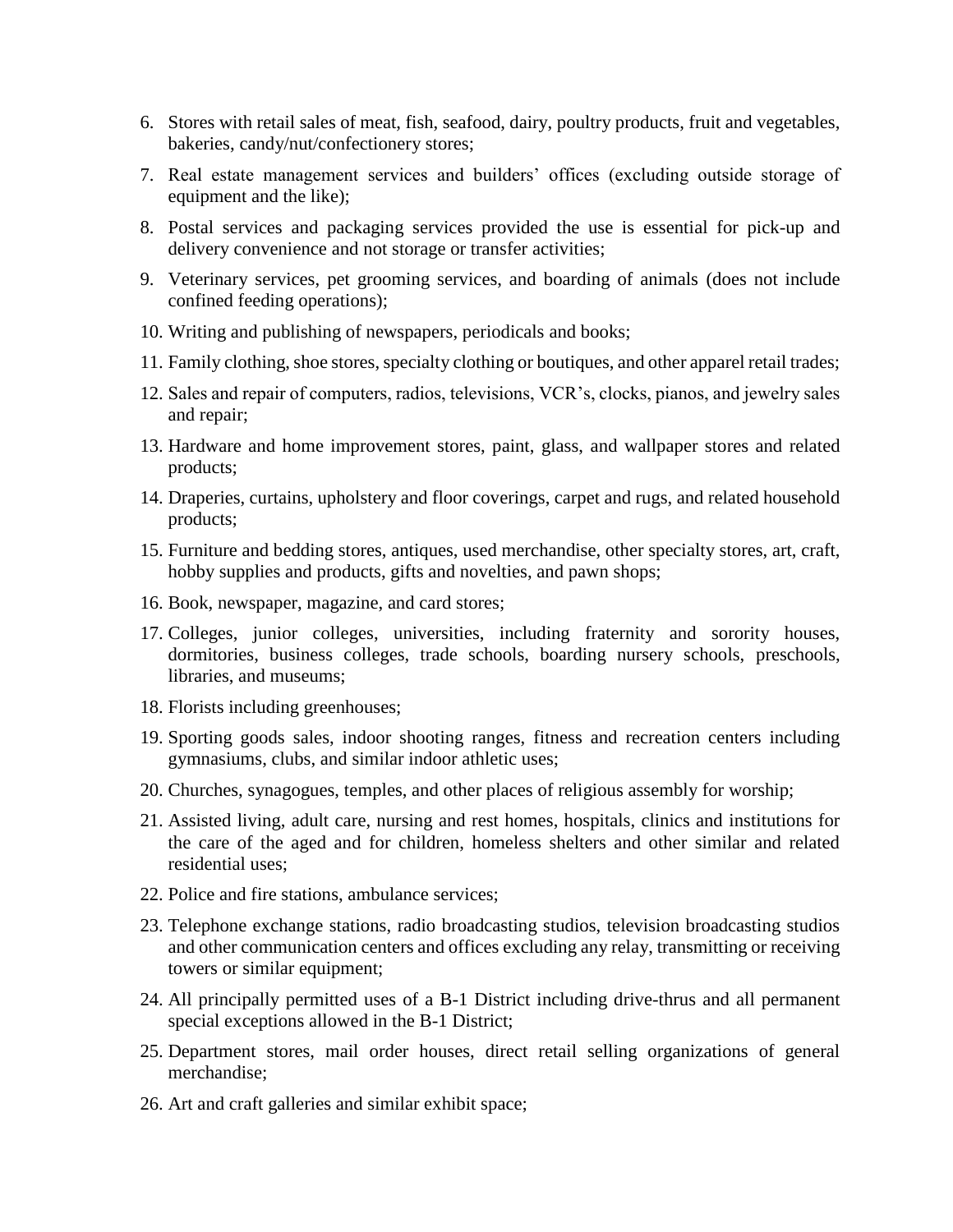6. Stores with retail sales of meat, fish, seafood, dairy, poultry products, fruit and vegetables, bakeries, candy/nut/confectionery stores;
7. Real estate management services and builders' offices (excluding outside storage of equipment and the like);
8. Postal services and packaging services provided the use is essential for pick-up and delivery convenience and not storage or transfer activities;
9. Veterinary services, pet grooming services, and boarding of animals (does not include confined feeding operations);
10. Writing and publishing of newspapers, periodicals and books;
11. Family clothing, shoe stores, specialty clothing or boutiques, and other apparel retail trades;
12. Sales and repair of computers, radios, televisions, VCR's, clocks, pianos, and jewelry sales and repair;
13. Hardware and home improvement stores, paint, glass, and wallpaper stores and related products;
14. Draperies, curtains, upholstery and floor coverings, carpet and rugs, and related household products;
15. Furniture and bedding stores, antiques, used merchandise, other specialty stores, art, craft, hobby supplies and products, gifts and novelties, and pawn shops;
16. Book, newspaper, magazine, and card stores;
17. Colleges, junior colleges, universities, including fraternity and sorority houses, dormitories, business colleges, trade schools, boarding nursery schools, preschools, libraries, and museums;
18. Florists including greenhouses;
19. Sporting goods sales, indoor shooting ranges, fitness and recreation centers including gymnasiums, clubs, and similar indoor athletic uses;
20. Churches, synagogues, temples, and other places of religious assembly for worship;
21. Assisted living, adult care, nursing and rest homes, hospitals, clinics and institutions for the care of the aged and for children, homeless shelters and other similar and related residential uses;
22. Police and fire stations, ambulance services;
23. Telephone exchange stations, radio broadcasting studios, television broadcasting studios and other communication centers and offices excluding any relay, transmitting or receiving towers or similar equipment;
24. All principally permitted uses of a B-1 District including drive-thrus and all permanent special exceptions allowed in the B-1 District;
25. Department stores, mail order houses, direct retail selling organizations of general merchandise;
26. Art and craft galleries and similar exhibit space;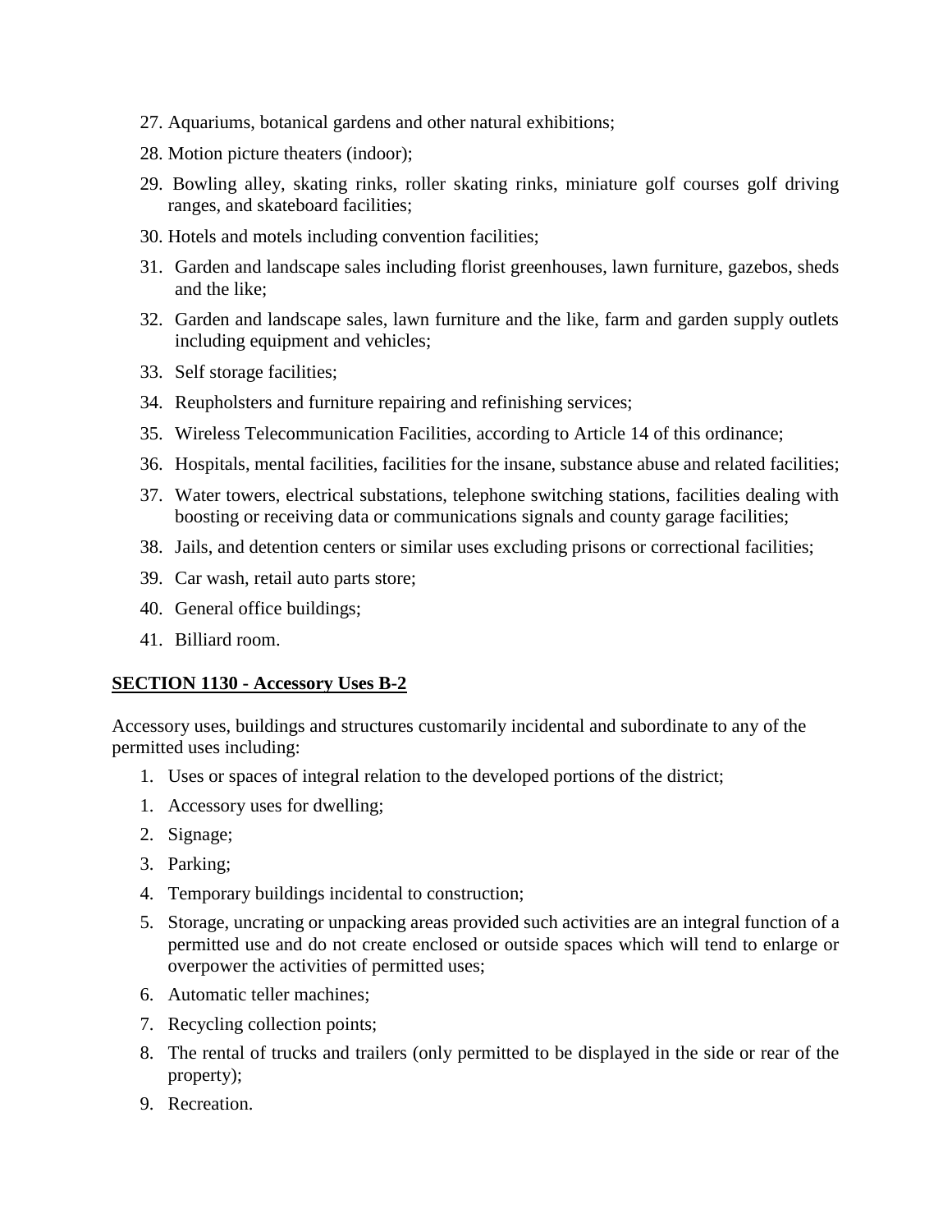27. Aquariums, botanical gardens and other natural exhibitions;
28. Motion picture theaters (indoor);
29. Bowling alley, skating rinks, roller skating rinks, miniature golf courses golf driving ranges, and skateboard facilities;
30. Hotels and motels including convention facilities;
31. Garden and landscape sales including florist greenhouses, lawn furniture, gazebos, sheds and the like;
32. Garden and landscape sales, lawn furniture and the like, farm and garden supply outlets including equipment and vehicles;
33. Self storage facilities;
34. Reupholsters and furniture repairing and refinishing services;
35. Wireless Telecommunication Facilities, according to Article 14 of this ordinance;
36. Hospitals, mental facilities, facilities for the insane, substance abuse and related facilities;
37. Water towers, electrical substations, telephone switching stations, facilities dealing with boosting or receiving data or communications signals and county garage facilities;
38. Jails, and detention centers or similar uses excluding prisons or correctional facilities;
39. Car wash, retail auto parts store;
40. General office buildings;
41. Billiard room.

**SECTION 1130 - Accessory Uses B-2**

Accessory uses, buildings and structures customarily incidental and subordinate to any of the permitted uses including:

1. Uses or spaces of integral relation to the developed portions of the district;
1. Accessory uses for dwelling;
2. Signage;
3. Parking;
4. Temporary buildings incidental to construction;
5. Storage, uncrating or unpacking areas provided such activities are an integral function of a permitted use and do not create enclosed or outside spaces which will tend to enlarge or overpower the activities of permitted uses;
6. Automatic teller machines;
7. Recycling collection points;
8. The rental of trucks and trailers (only permitted to be displayed in the side or rear of the property);
9. Recreation.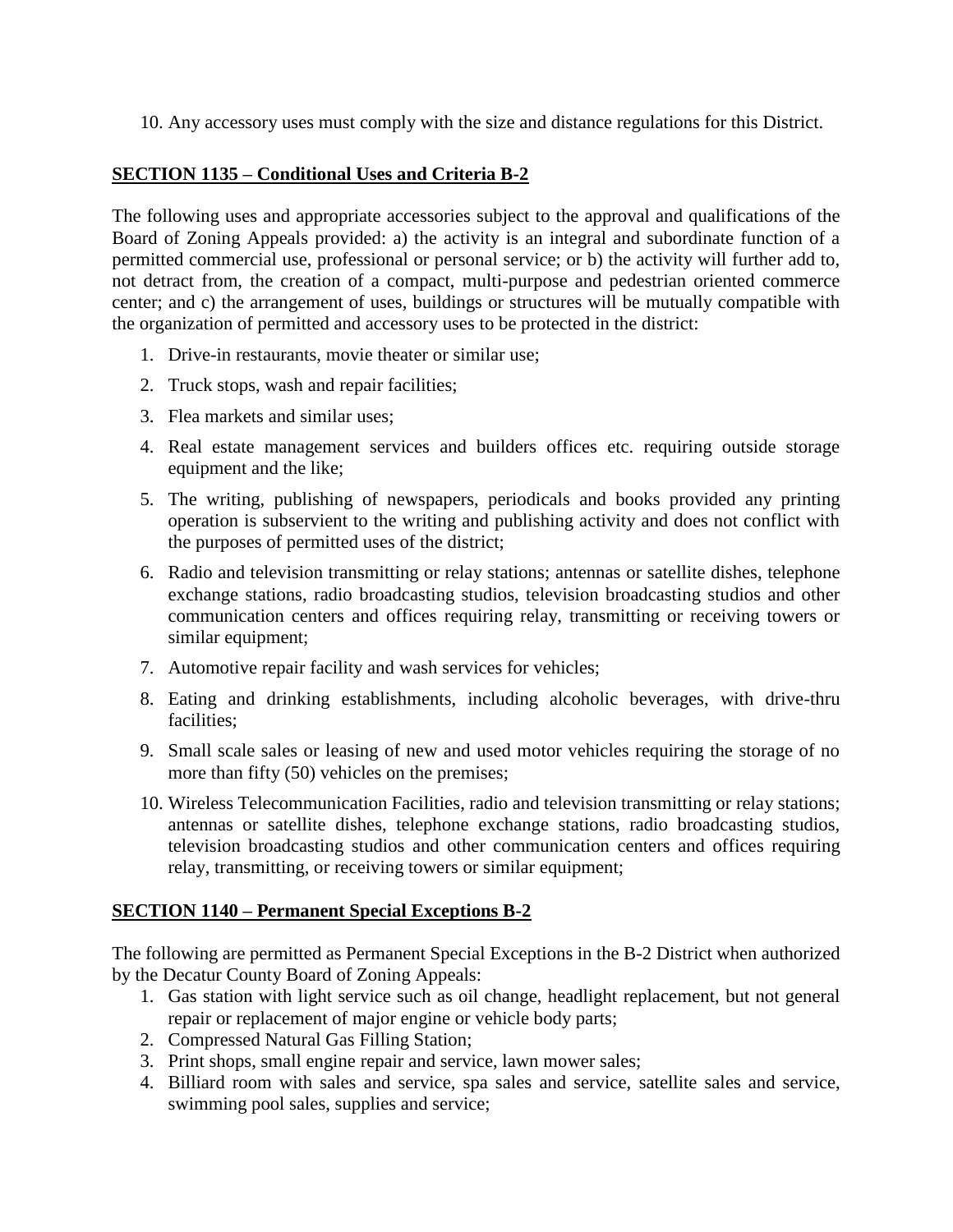10. Any accessory uses must comply with the size and distance regulations for this District.

## **SECTION 1135 – Conditional Uses and Criteria B-2**

The following uses and appropriate accessories subject to the approval and qualifications of the Board of Zoning Appeals provided: a) the activity is an integral and subordinate function of a permitted commercial use, professional or personal service; or b) the activity will further add to, not detract from, the creation of a compact, multi-purpose and pedestrian oriented commerce center; and c) the arrangement of uses, buildings or structures will be mutually compatible with the organization of permitted and accessory uses to be protected in the district:

1. Drive-in restaurants, movie theater or similar use;
2. Truck stops, wash and repair facilities;
3. Flea markets and similar uses;
4. Real estate management services and builders offices etc. requiring outside storage equipment and the like;
5. The writing, publishing of newspapers, periodicals and books provided any printing operation is subservient to the writing and publishing activity and does not conflict with the purposes of permitted uses of the district;
6. Radio and television transmitting or relay stations; antennas or satellite dishes, telephone exchange stations, radio broadcasting studios, television broadcasting studios and other communication centers and offices requiring relay, transmitting or receiving towers or similar equipment;
7. Automotive repair facility and wash services for vehicles;
8. Eating and drinking establishments, including alcoholic beverages, with drive-thru facilities;
9. Small scale sales or leasing of new and used motor vehicles requiring the storage of no more than fifty (50) vehicles on the premises;
10. Wireless Telecommunication Facilities, radio and television transmitting or relay stations; antennas or satellite dishes, telephone exchange stations, radio broadcasting studios, television broadcasting studios and other communication centers and offices requiring relay, transmitting, or receiving towers or similar equipment;

## **SECTION 1140 – Permanent Special Exceptions B-2**

The following are permitted as Permanent Special Exceptions in the B-2 District when authorized by the Decatur County Board of Zoning Appeals:

1. Gas station with light service such as oil change, headlight replacement, but not general repair or replacement of major engine or vehicle body parts;
2. Compressed Natural Gas Filling Station;
3. Print shops, small engine repair and service, lawn mower sales;
4. Billiard room with sales and service, spa sales and service, satellite sales and service, swimming pool sales, supplies and service;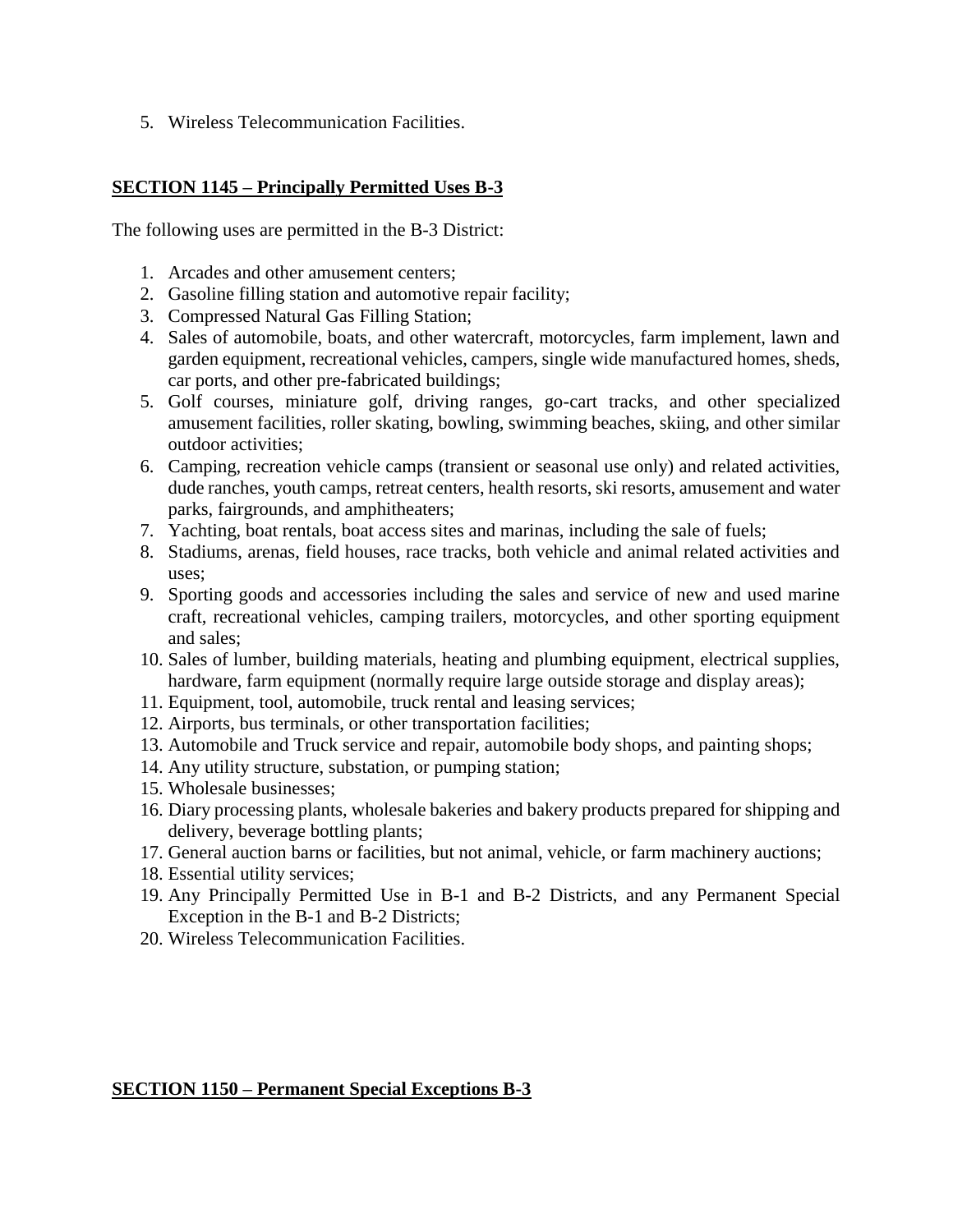5. Wireless Telecommunication Facilities.

## SECTION 1145 – Principally Permitted Uses B-3

The following uses are permitted in the B-3 District:

1. Arcades and other amusement centers;
2. Gasoline filling station and automotive repair facility;
3. Compressed Natural Gas Filling Station;
4. Sales of automobile, boats, and other watercraft, motorcycles, farm implement, lawn and garden equipment, recreational vehicles, campers, single wide manufactured homes, sheds, car ports, and other pre-fabricated buildings;
5. Golf courses, miniature golf, driving ranges, go-cart tracks, and other specialized amusement facilities, roller skating, bowling, swimming beaches, skiing, and other similar outdoor activities;
6. Camping, recreation vehicle camps (transient or seasonal use only) and related activities, dude ranches, youth camps, retreat centers, health resorts, ski resorts, amusement and water parks, fairgrounds, and amphitheaters;
7. Yachting, boat rentals, boat access sites and marinas, including the sale of fuels;
8. Stadiums, arenas, field houses, race tracks, both vehicle and animal related activities and uses;
9. Sporting goods and accessories including the sales and service of new and used marine craft, recreational vehicles, camping trailers, motorcycles, and other sporting equipment and sales;
10. Sales of lumber, building materials, heating and plumbing equipment, electrical supplies, hardware, farm equipment (normally require large outside storage and display areas);
11. Equipment, tool, automobile, truck rental and leasing services;
12. Airports, bus terminals, or other transportation facilities;
13. Automobile and Truck service and repair, automobile body shops, and painting shops;
14. Any utility structure, substation, or pumping station;
15. Wholesale businesses;
16. Diary processing plants, wholesale bakeries and bakery products prepared for shipping and delivery, beverage bottling plants;
17. General auction barns or facilities, but not animal, vehicle, or farm machinery auctions;
18. Essential utility services;
19. Any Principally Permitted Use in B-1 and B-2 Districts, and any Permanent Special Exception in the B-1 and B-2 Districts;
20. Wireless Telecommunication Facilities.

## SECTION 1150 – Permanent Special Exceptions B-3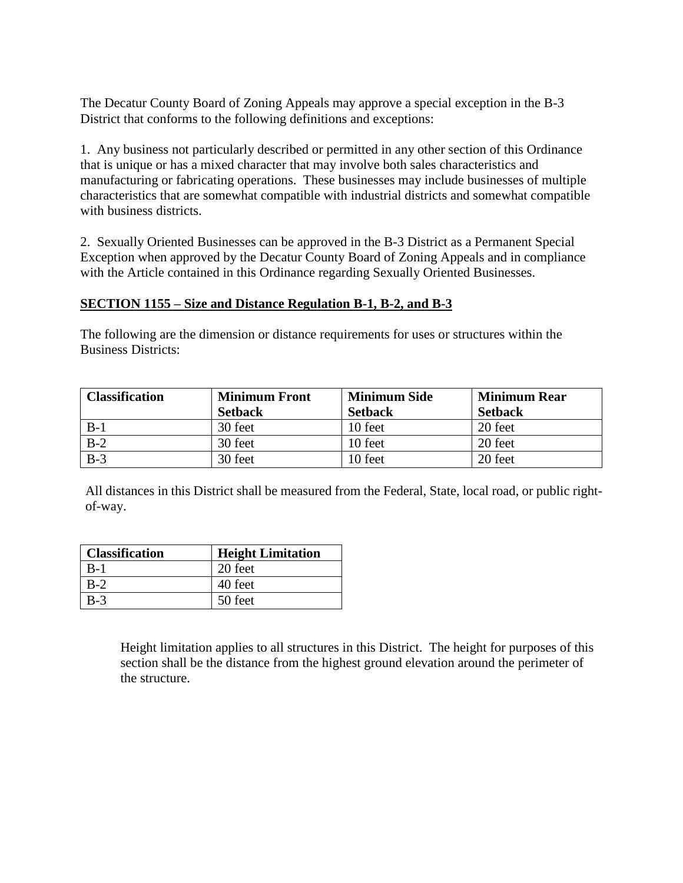The Decatur County Board of Zoning Appeals may approve a special exception in the B-3 District that conforms to the following definitions and exceptions:

1. Any business not particularly described or permitted in any other section of this Ordinance that is unique or has a mixed character that may involve both sales characteristics and manufacturing or fabricating operations. These businesses may include businesses of multiple characteristics that are somewhat compatible with industrial districts and somewhat compatible with business districts.

2. Sexually Oriented Businesses can be approved in the B-3 District as a Permanent Special Exception when approved by the Decatur County Board of Zoning Appeals and in compliance with the Article contained in this Ordinance regarding Sexually Oriented Businesses.

**SECTION 1155 – Size and Distance Regulation B-1, B-2, and B-3**

The following are the dimension or distance requirements for uses or structures within the Business Districts:

| Classification | Minimum Front Setback | Minimum Side Setback | Minimum Rear Setback |
|---|---|---|---|
| B-1 | 30 feet | 10 feet | 20 feet |
| B-2 | 30 feet | 10 feet | 20 feet |
| B-3 | 30 feet | 10 feet | 20 feet |

All distances in this District shall be measured from the Federal, State, local road, or public right-of-way.

| Classification | Height Limitation |
|---|---|
| B-1 | 20 feet |
| B-2 | 40 feet |
| B-3 | 50 feet |

Height limitation applies to all structures in this District. The height for purposes of this section shall be the distance from the highest ground elevation around the perimeter of the structure.